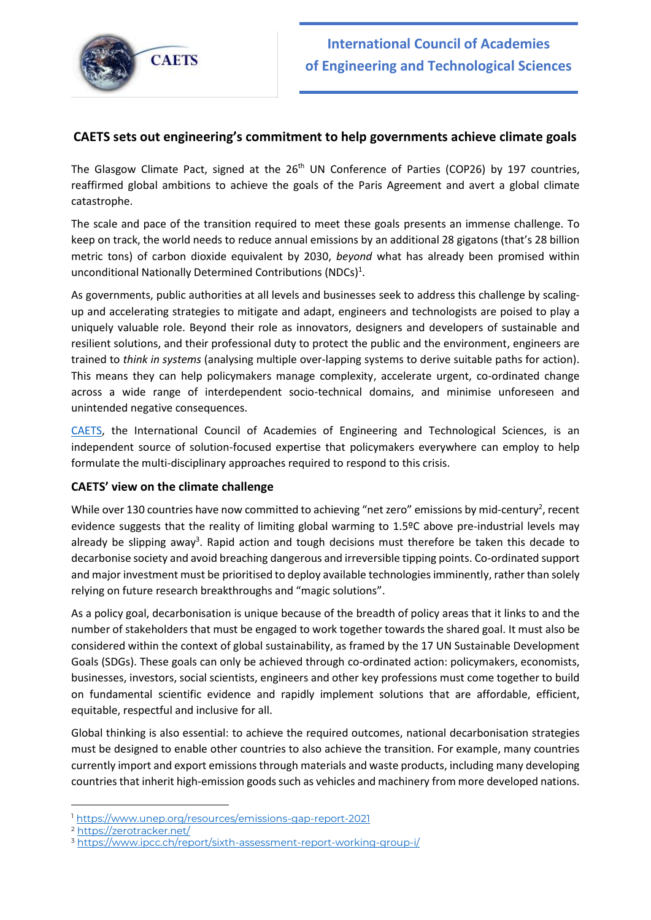International Council of Academies of Engineering and Technological Sciences

## CAETS sets out engineering's commitment to help governments achieve climate goals

The Glasgow Climate Pact, signed at the 26th UN Conference of Parties (COP26) by 197 countries, reaffirmed global ambitions to achieve the goals of the Paris Agreement and avert a global climate catastrophe.

The scale and pace of the transition required to meet these goals presents an immense challenge. To keep on track, the world needs to reduce annual emissions by an additional 28 gigatons (that's 28 billion metric tons) of carbon dioxide equivalent by 2030, *beyond* what has already been promised within unconditional Nationally Determined Contributions (NDCs)[1].

As governments, public authorities at all levels and businesses seek to address this challenge by scaling-up and accelerating strategies to mitigate and adapt, engineers and technologists are poised to play a uniquely valuable role. Beyond their role as innovators, designers and developers of sustainable and resilient solutions, and their professional duty to protect the public and the environment, engineers are trained to *think in systems* (analysing multiple over-lapping systems to derive suitable paths for action). This means they can help policymakers manage complexity, accelerate urgent, co-ordinated change across a wide range of interdependent socio-technical domains, and minimise unforeseen and unintended negative consequences.

CAETS, the International Council of Academies of Engineering and Technological Sciences, is an independent source of solution-focused expertise that policymakers everywhere can employ to help formulate the multi-disciplinary approaches required to respond to this crisis.

### CAETS' view on the climate challenge

While over 130 countries have now committed to achieving "net zero" emissions by mid-century[2], recent evidence suggests that the reality of limiting global warming to 1.5ºC above pre-industrial levels may already be slipping away[3]. Rapid action and tough decisions must therefore be taken this decade to decarbonise society and avoid breaching dangerous and irreversible tipping points. Co-ordinated support and major investment must be prioritised to deploy available technologies imminently, rather than solely relying on future research breakthroughs and "magic solutions".

As a policy goal, decarbonisation is unique because of the breadth of policy areas that it links to and the number of stakeholders that must be engaged to work together towards the shared goal. It must also be considered within the context of global sustainability, as framed by the 17 UN Sustainable Development Goals (SDGs). These goals can only be achieved through co-ordinated action: policymakers, economists, businesses, investors, social scientists, engineers and other key professions must come together to build on fundamental scientific evidence and rapidly implement solutions that are affordable, efficient, equitable, respectful and inclusive for all.

Global thinking is also essential: to achieve the required outcomes, national decarbonisation strategies must be designed to enable other countries to also achieve the transition. For example, many countries currently import and export emissions through materials and waste products, including many developing countries that inherit high-emission goods such as vehicles and machinery from more developed nations.

---

[1] https://www.unep.org/resources/emissions-gap-report-2021
[2] https://zerotracker.net/
[3] https://www.ipcc.ch/report/sixth-assessment-report-working-group-i/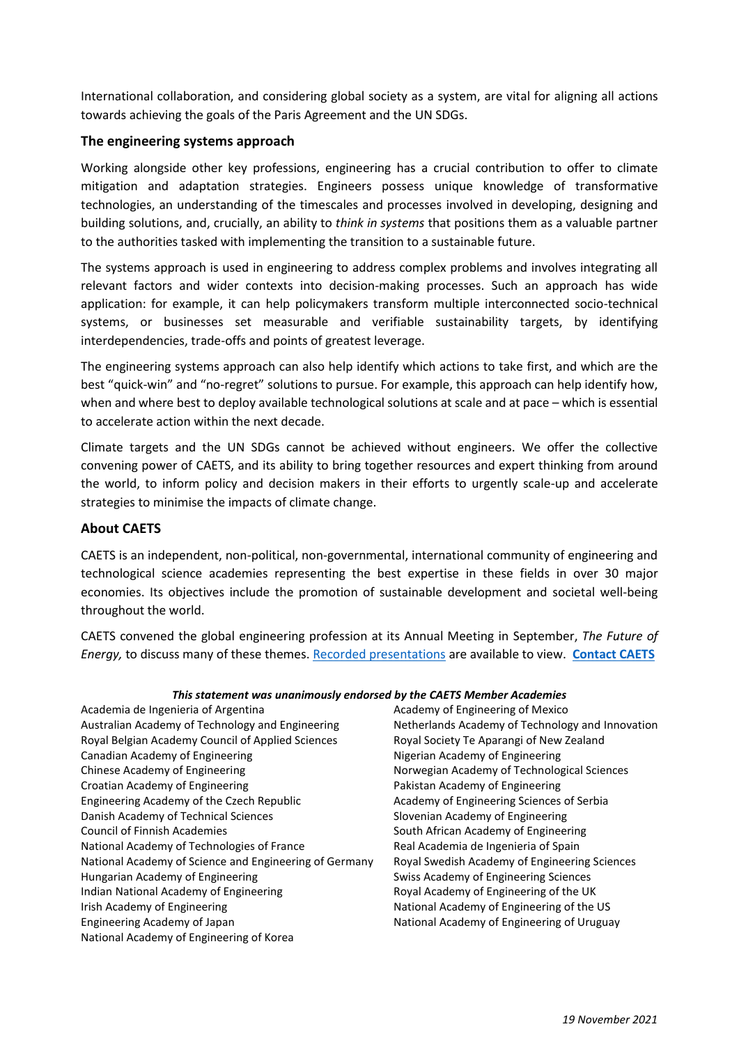International collaboration, and considering global society as a system, are vital for aligning all actions towards achieving the goals of the Paris Agreement and the UN SDGs.

## The engineering systems approach

Working alongside other key professions, engineering has a crucial contribution to offer to climate mitigation and adaptation strategies. Engineers possess unique knowledge of transformative technologies, an understanding of the timescales and processes involved in developing, designing and building solutions, and, crucially, an ability to *think in systems* that positions them as a valuable partner to the authorities tasked with implementing the transition to a sustainable future.

The systems approach is used in engineering to address complex problems and involves integrating all relevant factors and wider contexts into decision-making processes. Such an approach has wide application: for example, it can help policymakers transform multiple interconnected socio-technical systems, or businesses set measurable and verifiable sustainability targets, by identifying interdependencies, trade-offs and points of greatest leverage.

The engineering systems approach can also help identify which actions to take first, and which are the best "quick-win" and "no-regret" solutions to pursue. For example, this approach can help identify how, when and where best to deploy available technological solutions at scale and at pace – which is essential to accelerate action within the next decade.

Climate targets and the UN SDGs cannot be achieved without engineers. We offer the collective convening power of CAETS, and its ability to bring together resources and expert thinking from around the world, to inform policy and decision makers in their efforts to urgently scale-up and accelerate strategies to minimise the impacts of climate change.

## About CAETS

CAETS is an independent, non-political, non-governmental, international community of engineering and technological science academies representing the best expertise in these fields in over 30 major economies. Its objectives include the promotion of sustainable development and societal well-being throughout the world.

CAETS convened the global engineering profession at its Annual Meeting in September, *The Future of Energy,* to discuss many of these themes. Recorded presentations are available to view. **Contact CAETS**

***This statement was unanimously endorsed by the CAETS Member Academies***

Academia de Ingenieria of Argentina
Australian Academy of Technology and Engineering
Royal Belgian Academy Council of Applied Sciences
Canadian Academy of Engineering
Chinese Academy of Engineering
Croatian Academy of Engineering
Engineering Academy of the Czech Republic
Danish Academy of Technical Sciences
Council of Finnish Academies
National Academy of Technologies of France
National Academy of Science and Engineering of Germany
Hungarian Academy of Engineering
Indian National Academy of Engineering
Irish Academy of Engineering
Engineering Academy of Japan
National Academy of Engineering of Korea
Academy of Engineering of Mexico
Netherlands Academy of Technology and Innovation
Royal Society Te Aparangi of New Zealand
Nigerian Academy of Engineering
Norwegian Academy of Technological Sciences
Pakistan Academy of Engineering
Academy of Engineering Sciences of Serbia
Slovenian Academy of Engineering
South African Academy of Engineering
Real Academia de Ingenieria of Spain
Royal Swedish Academy of Engineering Sciences
Swiss Academy of Engineering Sciences
Royal Academy of Engineering of the UK
National Academy of Engineering of the US
National Academy of Engineering of Uruguay

*19 November 2021*